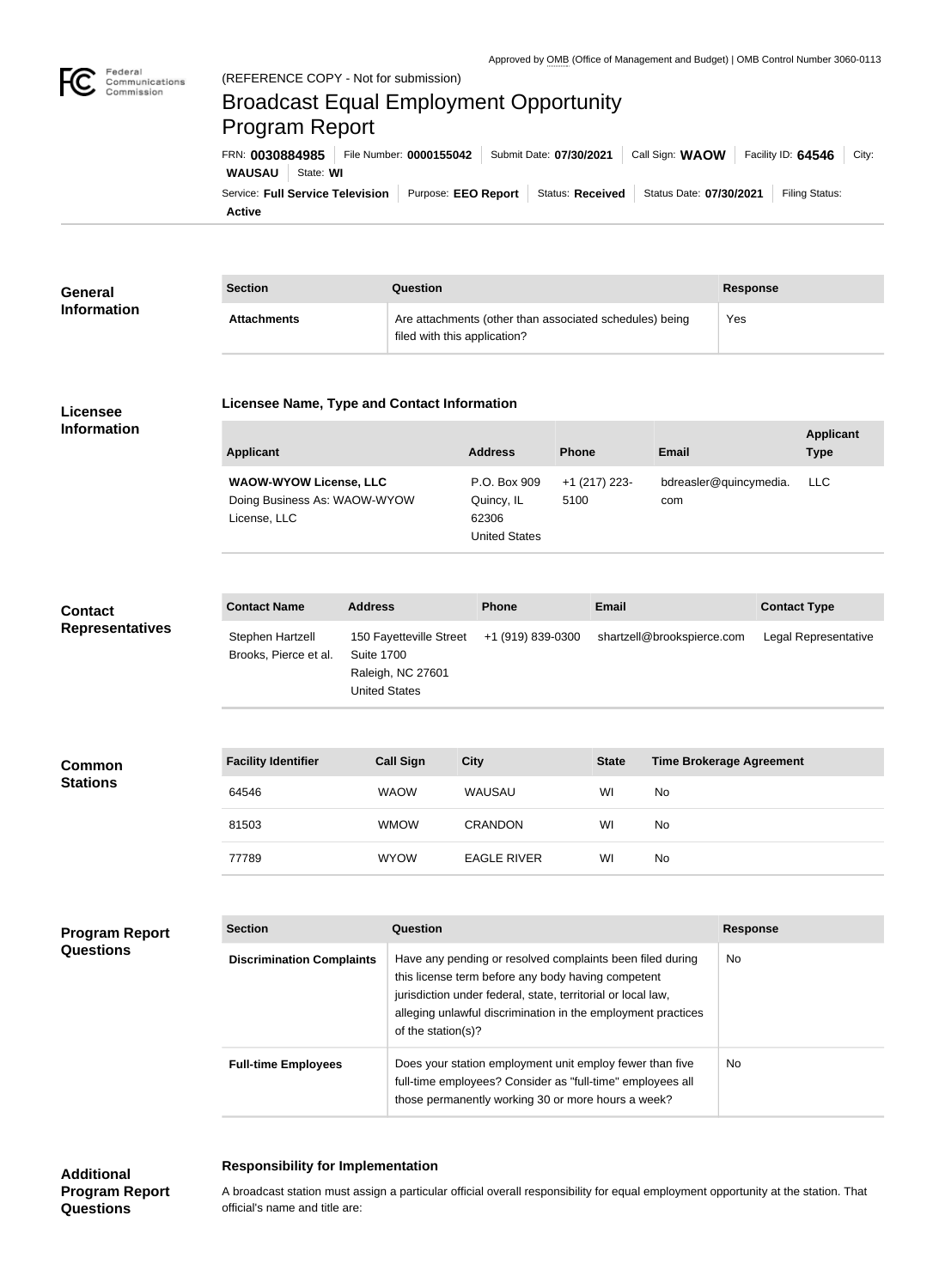Approved by OMB (Office of Management and Budget) | OMB Control Number 3060-0113

Federal Communications Commission

(REFERENCE COPY - Not for submission)

# Broadcast Equal Employment Opportunity Program Report

FRN: **0030884985** | File Number: **0000155042** | Submit Date: **07/30/2021** | Call Sign: **WAOW** | Facility ID: **64546** | City: **WAUSAU** | State: **WI**

Service: **Full Service Television** | Purpose: **EEO Report** | Status: **Received** | Status Date: **07/30/2021** | Filing Status: **Active**

## General Information

| Section | Question | Response |
| --- | --- | --- |
| **Attachments** | Are attachments (other than associated schedules) being filed with this application? | Yes |

## Licensee Information

### Licensee Name, Type and Contact Information

| Applicant | Address | Phone | Email | Applicant Type |
| --- | --- | --- | --- | --- |
| **WAOW-WYOW License, LLC** Doing Business As: WAOW-WYOW License, LLC | P.O. Box 909 Quincy, IL 62306 United States | +1 (217) 223-5100 | bdreasler@quincymedia.com | LLC |

## Contact Representatives

| Contact Name | Address | Phone | Email | Contact Type |
| --- | --- | --- | --- | --- |
| Stephen Hartzell Brooks, Pierce et al. | 150 Fayetteville Street Suite 1700 Raleigh, NC 27601 United States | +1 (919) 839-0300 | shartzell@brookspierce.com | Legal Representative |

## Common Stations

| Facility Identifier | Call Sign | City | State | Time Brokerage Agreement |
| --- | --- | --- | --- | --- |
| 64546 | WAOW | WAUSAU | WI | No |
| 81503 | WMOW | CRANDON | WI | No |
| 77789 | WYOW | EAGLE RIVER | WI | No |

## Program Report Questions

| Section | Question | Response |
| --- | --- | --- |
| **Discrimination Complaints** | Have any pending or resolved complaints been filed during this license term before any body having competent jurisdiction under federal, state, territorial or local law, alleging unlawful discrimination in the employment practices of the station(s)? | No |
| **Full-time Employees** | Does your station employment unit employ fewer than five full-time employees? Consider as "full-time" employees all those permanently working 30 or more hours a week? | No |

## Additional Program Report Questions

### Responsibility for Implementation

A broadcast station must assign a particular official overall responsibility for equal employment opportunity at the station. That official's name and title are: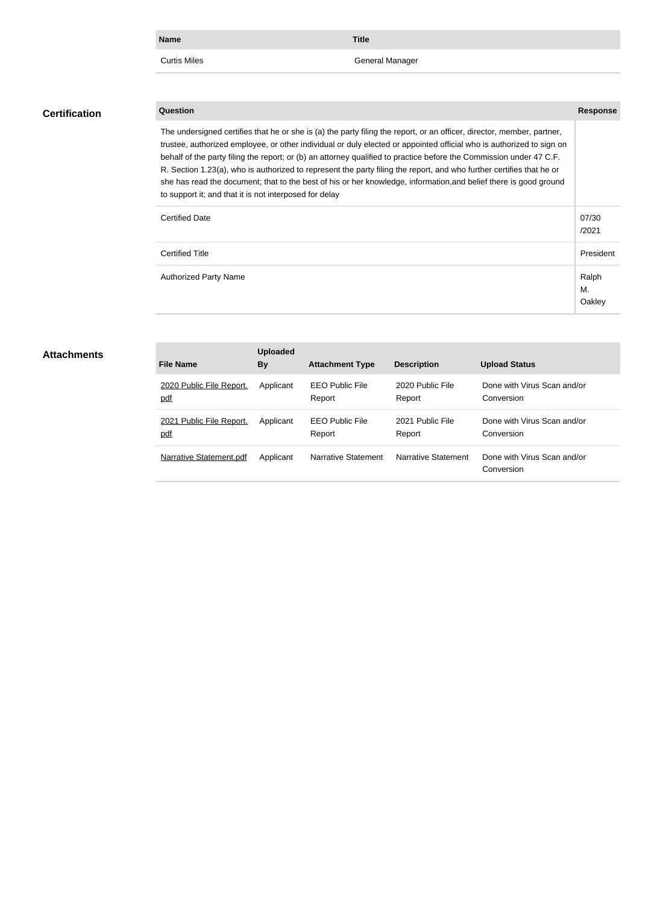| Name | Title |
| --- | --- |
| Curtis Miles | General Manager |

## Certification

| Question | Response |
| --- | --- |
| The undersigned certifies that he or she is (a) the party filing the report, or an officer, director, member, partner, trustee, authorized employee, or other individual or duly elected or appointed official who is authorized to sign on behalf of the party filing the report; or (b) an attorney qualified to practice before the Commission under 47 C.F. R. Section 1.23(a), who is authorized to represent the party filing the report, and who further certifies that he or she has read the document; that to the best of his or her knowledge, information,and belief there is good ground to support it; and that it is not interposed for delay | |
| Certified Date | 07/30/2021 |
| Certified Title | President |
| Authorized Party Name | Ralph M. Oakley |

## Attachments

| File Name | Uploaded By | Attachment Type | Description | Upload Status |
| --- | --- | --- | --- | --- |
| 2020 Public File Report.pdf | Applicant | EEO Public File Report | 2020 Public File Report | Done with Virus Scan and/or Conversion |
| 2021 Public File Report.pdf | Applicant | EEO Public File Report | 2021 Public File Report | Done with Virus Scan and/or Conversion |
| Narrative Statement.pdf | Applicant | Narrative Statement | Narrative Statement | Done with Virus Scan and/or Conversion |